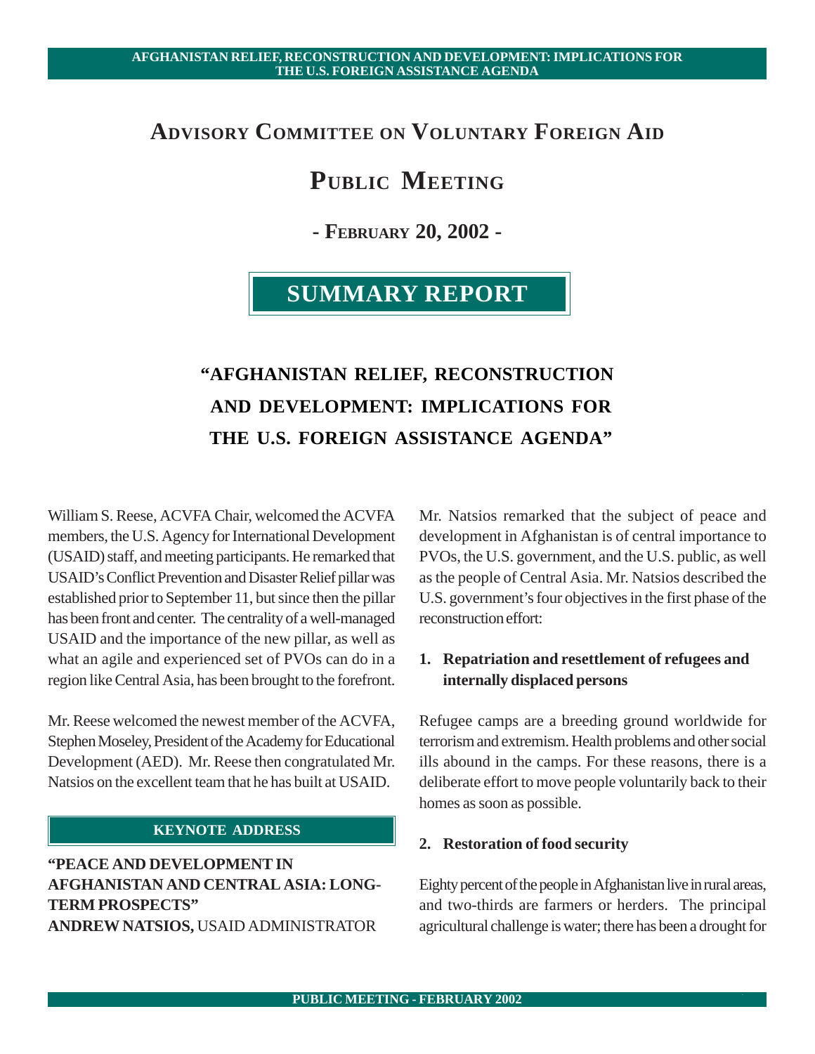# Advisory Committee on Voluntary Foreign Aid

# Public Meeting

## - February 20, 2002 -

## SUMMARY REPORT

## "AFGHANISTAN RELIEF, RECONSTRUCTION AND DEVELOPMENT: IMPLICATIONS FOR THE U.S. FOREIGN ASSISTANCE AGENDA"

William S. Reese, ACVFA Chair, welcomed the ACVFA members, the U.S. Agency for International Development (USAID) staff, and meeting participants. He remarked that USAID's Conflict Prevention and Disaster Relief pillar was established prior to September 11, but since then the pillar has been front and center. The centrality of a well-managed USAID and the importance of the new pillar, as well as what an agile and experienced set of PVOs can do in a region like Central Asia, has been brought to the forefront.

Mr. Reese welcomed the newest member of the ACVFA, Stephen Moseley, President of the Academy for Educational Development (AED). Mr. Reese then congratulated Mr. Natsios on the excellent team that he has built at USAID.

### KEYNOTE ADDRESS

**"PEACE AND DEVELOPMENT IN AFGHANISTAN AND CENTRAL ASIA: LONG-TERM PROSPECTS"**
**ANDREW NATSIOS,** USAID ADMINISTRATOR

Mr. Natsios remarked that the subject of peace and development in Afghanistan is of central importance to PVOs, the U.S. government, and the U.S. public, as well as the people of Central Asia. Mr. Natsios described the U.S. government's four objectives in the first phase of the reconstruction effort:

1. **Repatriation and resettlement of refugees and internally displaced persons**

Refugee camps are a breeding ground worldwide for terrorism and extremism. Health problems and other social ills abound in the camps. For these reasons, there is a deliberate effort to move people voluntarily back to their homes as soon as possible.

2. **Restoration of food security**

Eighty percent of the people in Afghanistan live in rural areas, and two-thirds are farmers or herders. The principal agricultural challenge is water; there has been a drought for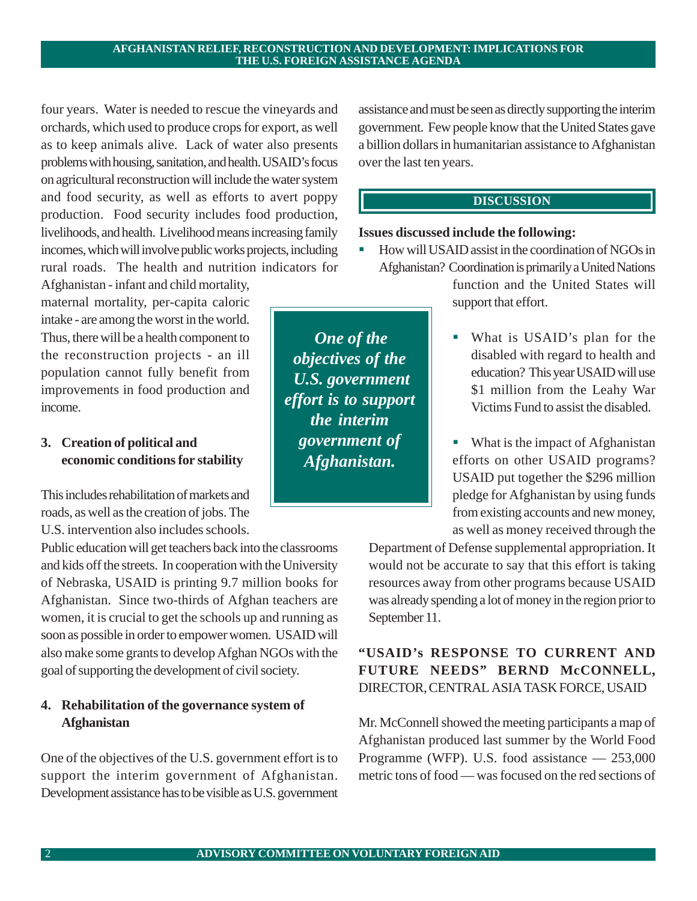four years. Water is needed to rescue the vineyards and orchards, which used to produce crops for export, as well as to keep animals alive. Lack of water also presents problems with housing, sanitation, and health. USAID's focus on agricultural reconstruction will include the water system and food security, as well as efforts to avert poppy production. Food security includes food production, livelihoods, and health. Livelihood means increasing family incomes, which will involve public works projects, including rural roads. The health and nutrition indicators for Afghanistan - infant and child mortality, maternal mortality, per-capita caloric intake - are among the worst in the world. Thus, there will be a health component to the reconstruction projects - an ill population cannot fully benefit from improvements in food production and income.

### 3. Creation of political and economic conditions for stability

This includes rehabilitation of markets and roads, as well as the creation of jobs. The U.S. intervention also includes schools. Public education will get teachers back into the classrooms and kids off the streets. In cooperation with the University of Nebraska, USAID is printing 9.7 million books for Afghanistan. Since two-thirds of Afghan teachers are women, it is crucial to get the schools up and running as soon as possible in order to empower women. USAID will also make some grants to develop Afghan NGOs with the goal of supporting the development of civil society.

### 4. Rehabilitation of the governance system of Afghanistan

One of the objectives of the U.S. government effort is to support the interim government of Afghanistan. Development assistance has to be visible as U.S. government assistance and must be seen as directly supporting the interim government. Few people know that the United States gave a billion dollars in humanitarian assistance to Afghanistan over the last ten years.

> ***One of the objectives of the U.S. government effort is to support the interim government of Afghanistan.***

## DISCUSSION

**Issues discussed include the following:**

- How will USAID assist in the coordination of NGOs in Afghanistan? Coordination is primarily a United Nations function and the United States will support that effort.
- What is USAID's plan for the disabled with regard to health and education? This year USAID will use $1 million from the Leahy War Victims Fund to assist the disabled.
- What is the impact of Afghanistan efforts on other USAID programs? USAID put together the $296 million pledge for Afghanistan by using funds from existing accounts and new money, as well as money received through the Department of Defense supplemental appropriation. It would not be accurate to say that this effort is taking resources away from other programs because USAID was already spending a lot of money in the region prior to September 11.

## "USAID's RESPONSE TO CURRENT AND FUTURE NEEDS" BERND McCONNELL, DIRECTOR, CENTRAL ASIA TASK FORCE, USAID

Mr. McConnell showed the meeting participants a map of Afghanistan produced last summer by the World Food Programme (WFP). U.S. food assistance — 253,000 metric tons of food — was focused on the red sections of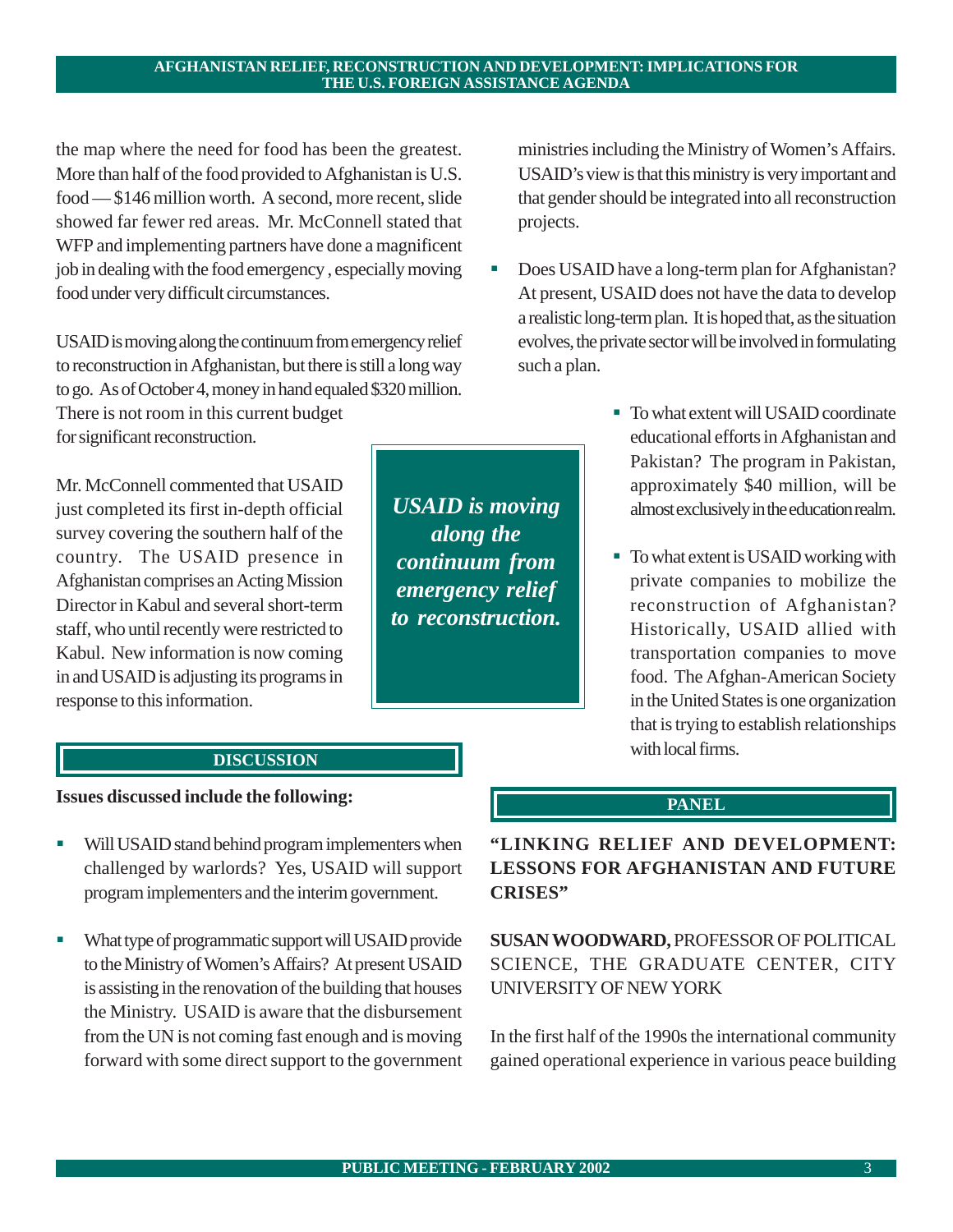the map where the need for food has been the greatest. More than half of the food provided to Afghanistan is U.S. food — $146 million worth. A second, more recent, slide showed far fewer red areas. Mr. McConnell stated that WFP and implementing partners have done a magnificent job in dealing with the food emergency , especially moving food under very difficult circumstances.

USAID is moving along the continuum from emergency relief to reconstruction in Afghanistan, but there is still a long way to go. As of October 4, money in hand equaled $320 million. There is not room in this current budget for significant reconstruction.

Mr. McConnell commented that USAID just completed its first in-depth official survey covering the southern half of the country. The USAID presence in Afghanistan comprises an Acting Mission Director in Kabul and several short-term staff, who until recently were restricted to Kabul. New information is now coming in and USAID is adjusting its programs in response to this information.

> ***USAID is moving along the continuum from emergency relief to reconstruction.***

## DISCUSSION

**Issues discussed include the following:**

- Will USAID stand behind program implementers when challenged by warlords? Yes, USAID will support program implementers and the interim government.
- What type of programmatic support will USAID provide to the Ministry of Women's Affairs? At present USAID is assisting in the renovation of the building that houses the Ministry. USAID is aware that the disbursement from the UN is not coming fast enough and is moving forward with some direct support to the government ministries including the Ministry of Women's Affairs. USAID's view is that this ministry is very important and that gender should be integrated into all reconstruction projects.
- Does USAID have a long-term plan for Afghanistan? At present, USAID does not have the data to develop a realistic long-term plan. It is hoped that, as the situation evolves, the private sector will be involved in formulating such a plan.
- To what extent will USAID coordinate educational efforts in Afghanistan and Pakistan? The program in Pakistan, approximately $40 million, will be almost exclusively in the education realm.
- To what extent is USAID working with private companies to mobilize the reconstruction of Afghanistan? Historically, USAID allied with transportation companies to move food. The Afghan-American Society in the United States is one organization that is trying to establish relationships with local firms.

## PANEL

### "LINKING RELIEF AND DEVELOPMENT: LESSONS FOR AFGHANISTAN AND FUTURE CRISES"

**SUSAN WOODWARD,** PROFESSOR OF POLITICAL SCIENCE, THE GRADUATE CENTER, CITY UNIVERSITY OF NEW YORK

In the first half of the 1990s the international community gained operational experience in various peace building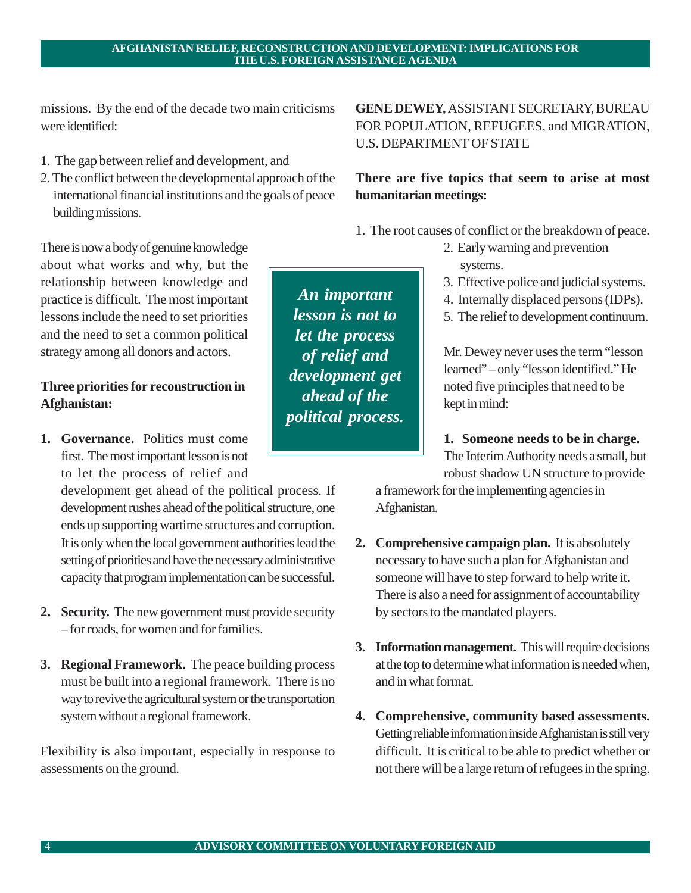missions. By the end of the decade two main criticisms were identified:

1. The gap between relief and development, and
2. The conflict between the developmental approach of the international financial institutions and the goals of peace building missions.

There is now a body of genuine knowledge about what works and why, but the relationship between knowledge and practice is difficult. The most important lessons include the need to set priorities and the need to set a common political strategy among all donors and actors.

**Three priorities for reconstruction in Afghanistan:**

1. **Governance.** Politics must come first. The most important lesson is not to let the process of relief and development get ahead of the political process. If development rushes ahead of the political structure, one ends up supporting wartime structures and corruption. It is only when the local government authorities lead the setting of priorities and have the necessary administrative capacity that program implementation can be successful.

2. **Security.** The new government must provide security – for roads, for women and for families.

3. **Regional Framework.** The peace building process must be built into a regional framework. There is no way to revive the agricultural system or the transportation system without a regional framework.

Flexibility is also important, especially in response to assessments on the ground.

***An important lesson is not to let the process of relief and development get ahead of the political process.***

**GENE DEWEY,** ASSISTANT SECRETARY, BUREAU FOR POPULATION, REFUGEES, and MIGRATION, U.S. DEPARTMENT OF STATE

**There are five topics that seem to arise at most humanitarian meetings:**

1. The root causes of conflict or the breakdown of peace.
2. Early warning and prevention systems.
3. Effective police and judicial systems.
4. Internally displaced persons (IDPs).
5. The relief to development continuum.

Mr. Dewey never uses the term "lesson learned" – only "lesson identified." He noted five principles that need to be kept in mind:

1. **Someone needs to be in charge.** The Interim Authority needs a small, but robust shadow UN structure to provide a framework for the implementing agencies in Afghanistan.

2. **Comprehensive campaign plan.** It is absolutely necessary to have such a plan for Afghanistan and someone will have to step forward to help write it. There is also a need for assignment of accountability by sectors to the mandated players.

3. **Information management.** This will require decisions at the top to determine what information is needed when, and in what format.

4. **Comprehensive, community based assessments.** Getting reliable information inside Afghanistan is still very difficult. It is critical to be able to predict whether or not there will be a large return of refugees in the spring.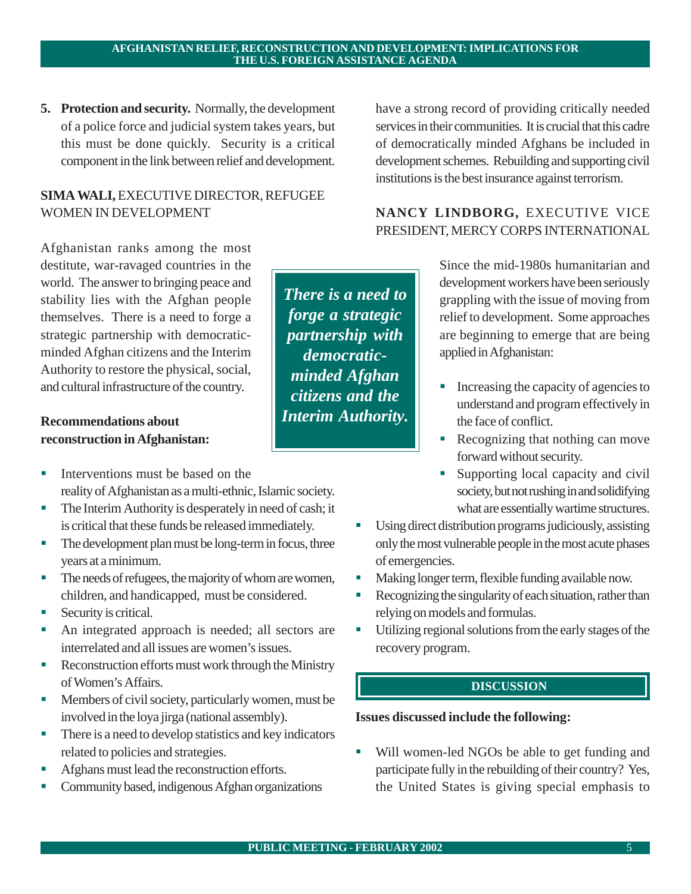5. **Protection and security.** Normally, the development of a police force and judicial system takes years, but this must be done quickly. Security is a critical component in the link between relief and development.

**SIMA WALI,** EXECUTIVE DIRECTOR, REFUGEE WOMEN IN DEVELOPMENT

Afghanistan ranks among the most destitute, war-ravaged countries in the world. The answer to bringing peace and stability lies with the Afghan people themselves. There is a need to forge a strategic partnership with democratic-minded Afghan citizens and the Interim Authority to restore the physical, social, and cultural infrastructure of the country.

*There is a need to forge a strategic partnership with democratic-minded Afghan citizens and the Interim Authority.*

**Recommendations about reconstruction in Afghanistan:**

- Interventions must be based on the reality of Afghanistan as a multi-ethnic, Islamic society.
- The Interim Authority is desperately in need of cash; it is critical that these funds be released immediately.
- The development plan must be long-term in focus, three years at a minimum.
- The needs of refugees, the majority of whom are women, children, and handicapped, must be considered.
- Security is critical.
- An integrated approach is needed; all sectors are interrelated and all issues are women's issues.
- Reconstruction efforts must work through the Ministry of Women's Affairs.
- Members of civil society, particularly women, must be involved in the loya jirga (national assembly).
- There is a need to develop statistics and key indicators related to policies and strategies.
- Afghans must lead the reconstruction efforts.
- Community based, indigenous Afghan organizations have a strong record of providing critically needed services in their communities. It is crucial that this cadre of democratically minded Afghans be included in development schemes. Rebuilding and supporting civil institutions is the best insurance against terrorism.

**NANCY LINDBORG,** EXECUTIVE VICE PRESIDENT, MERCY CORPS INTERNATIONAL

Since the mid-1980s humanitarian and development workers have been seriously grappling with the issue of moving from relief to development. Some approaches are beginning to emerge that are being applied in Afghanistan:

- Increasing the capacity of agencies to understand and program effectively in the face of conflict.
- Recognizing that nothing can move forward without security.
- Supporting local capacity and civil society, but not rushing in and solidifying what are essentially wartime structures.
- Using direct distribution programs judiciously, assisting only the most vulnerable people in the most acute phases of emergencies.
- Making longer term, flexible funding available now.
- Recognizing the singularity of each situation, rather than relying on models and formulas.
- Utilizing regional solutions from the early stages of the recovery program.

## DISCUSSION

**Issues discussed include the following:**

- Will women-led NGOs be able to get funding and participate fully in the rebuilding of their country? Yes, the United States is giving special emphasis to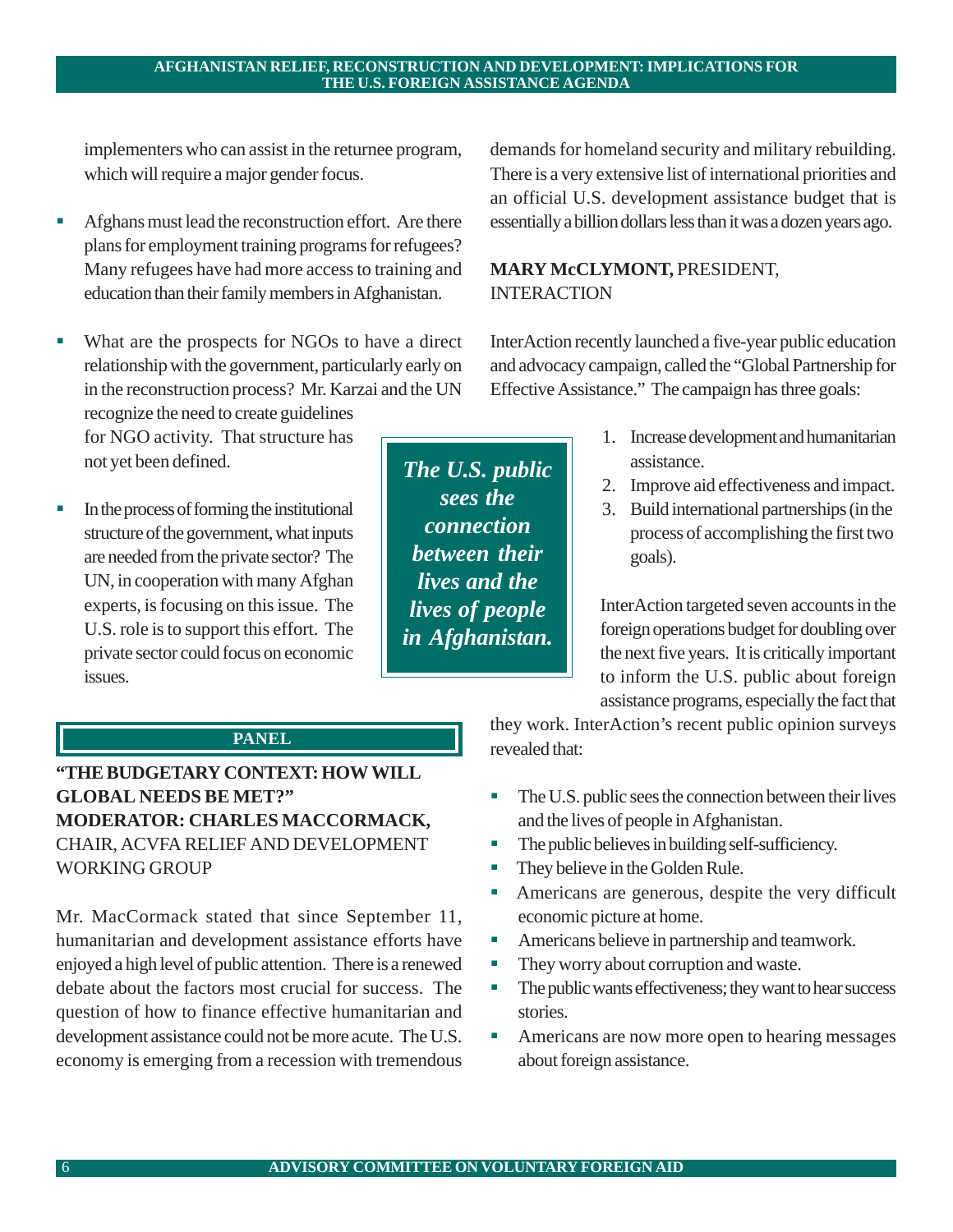implementers who can assist in the returnee program, which will require a major gender focus.

- Afghans must lead the reconstruction effort. Are there plans for employment training programs for refugees? Many refugees have had more access to training and education than their family members in Afghanistan.
- What are the prospects for NGOs to have a direct relationship with the government, particularly early on in the reconstruction process? Mr. Karzai and the UN recognize the need to create guidelines for NGO activity. That structure has not yet been defined.
- In the process of forming the institutional structure of the government, what inputs are needed from the private sector? The UN, in cooperation with many Afghan experts, is focusing on this issue. The U.S. role is to support this effort. The private sector could focus on economic issues.

## PANEL

**"THE BUDGETARY CONTEXT: HOW WILL GLOBAL NEEDS BE MET?"**
**MODERATOR: CHARLES MACCORMACK,** CHAIR, ACVFA RELIEF AND DEVELOPMENT WORKING GROUP

Mr. MacCormack stated that since September 11, humanitarian and development assistance efforts have enjoyed a high level of public attention. There is a renewed debate about the factors most crucial for success. The question of how to finance effective humanitarian and development assistance could not be more acute. The U.S. economy is emerging from a recession with tremendous demands for homeland security and military rebuilding. There is a very extensive list of international priorities and an official U.S. development assistance budget that is essentially a billion dollars less than it was a dozen years ago.

**MARY McCLYMONT,** PRESIDENT, INTERACTION

InterAction recently launched a five-year public education and advocacy campaign, called the "Global Partnership for Effective Assistance." The campaign has three goals:

1. Increase development and humanitarian assistance.
2. Improve aid effectiveness and impact.
3. Build international partnerships (in the process of accomplishing the first two goals).

InterAction targeted seven accounts in the foreign operations budget for doubling over the next five years. It is critically important to inform the U.S. public about foreign assistance programs, especially the fact that they work. InterAction's recent public opinion surveys revealed that:

- The U.S. public sees the connection between their lives and the lives of people in Afghanistan.
- The public believes in building self-sufficiency.
- They believe in the Golden Rule.
- Americans are generous, despite the very difficult economic picture at home.
- Americans believe in partnership and teamwork.
- They worry about corruption and waste.
- The public wants effectiveness; they want to hear success stories.
- Americans are now more open to hearing messages about foreign assistance.

*The U.S. public sees the connection between their lives and the lives of people in Afghanistan.*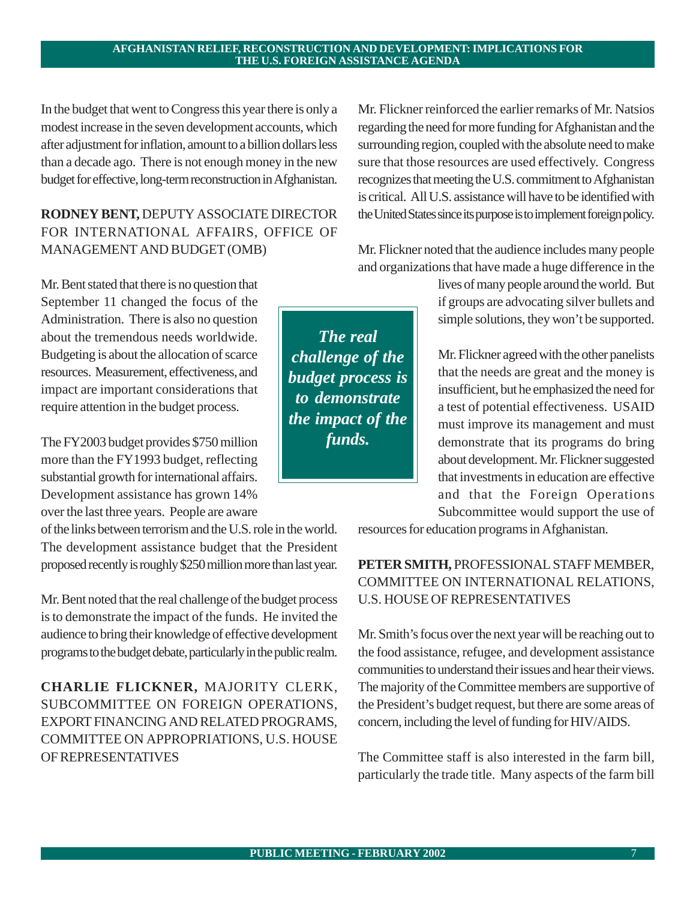In the budget that went to Congress this year there is only a modest increase in the seven development accounts, which after adjustment for inflation, amount to a billion dollars less than a decade ago. There is not enough money in the new budget for effective, long-term reconstruction in Afghanistan.

**RODNEY BENT,** DEPUTY ASSOCIATE DIRECTOR FOR INTERNATIONAL AFFAIRS, OFFICE OF MANAGEMENT AND BUDGET (OMB)

Mr. Bent stated that there is no question that September 11 changed the focus of the Administration. There is also no question about the tremendous needs worldwide. Budgeting is about the allocation of scarce resources. Measurement, effectiveness, and impact are important considerations that require attention in the budget process.

*The real challenge of the budget process is to demonstrate the impact of the funds.*

The FY2003 budget provides $750 million more than the FY1993 budget, reflecting substantial growth for international affairs. Development assistance has grown 14% over the last three years. People are aware of the links between terrorism and the U.S. role in the world. The development assistance budget that the President proposed recently is roughly $250 million more than last year.

Mr. Bent noted that the real challenge of the budget process is to demonstrate the impact of the funds. He invited the audience to bring their knowledge of effective development programs to the budget debate, particularly in the public realm.

**CHARLIE FLICKNER,** MAJORITY CLERK, SUBCOMMITTEE ON FOREIGN OPERATIONS, EXPORT FINANCING AND RELATED PROGRAMS, COMMITTEE ON APPROPRIATIONS, U.S. HOUSE OF REPRESENTATIVES

Mr. Flickner reinforced the earlier remarks of Mr. Natsios regarding the need for more funding for Afghanistan and the surrounding region, coupled with the absolute need to make sure that those resources are used effectively. Congress recognizes that meeting the U.S. commitment to Afghanistan is critical. All U.S. assistance will have to be identified with the United States since its purpose is to implement foreign policy.

Mr. Flickner noted that the audience includes many people and organizations that have made a huge difference in the lives of many people around the world. But if groups are advocating silver bullets and simple solutions, they won't be supported.

Mr. Flickner agreed with the other panelists that the needs are great and the money is insufficient, but he emphasized the need for a test of potential effectiveness. USAID must improve its management and must demonstrate that its programs do bring about development. Mr. Flickner suggested that investments in education are effective and that the Foreign Operations Subcommittee would support the use of resources for education programs in Afghanistan.

**PETER SMITH,** PROFESSIONAL STAFF MEMBER, COMMITTEE ON INTERNATIONAL RELATIONS, U.S. HOUSE OF REPRESENTATIVES

Mr. Smith's focus over the next year will be reaching out to the food assistance, refugee, and development assistance communities to understand their issues and hear their views. The majority of the Committee members are supportive of the President's budget request, but there are some areas of concern, including the level of funding for HIV/AIDS.

The Committee staff is also interested in the farm bill, particularly the trade title. Many aspects of the farm bill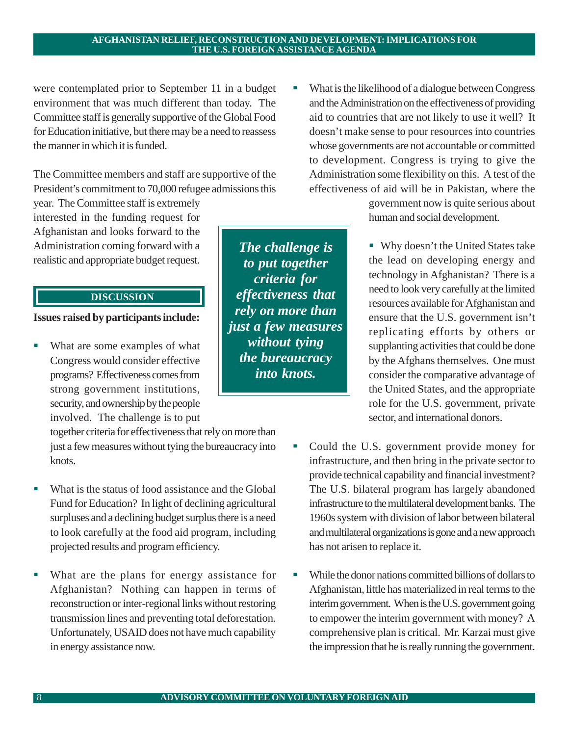were contemplated prior to September 11 in a budget environment that was much different than today. The Committee staff is generally supportive of the Global Food for Education initiative, but there may be a need to reassess the manner in which it is funded.

The Committee members and staff are supportive of the President's commitment to 70,000 refugee admissions this year. The Committee staff is extremely interested in the funding request for Afghanistan and looks forward to the Administration coming forward with a realistic and appropriate budget request.

> ***The challenge is to put together criteria for effectiveness that rely on more than just a few measures without tying the bureaucracy into knots.***

## DISCUSSION

**Issues raised by participants include:**

- What are some examples of what Congress would consider effective programs? Effectiveness comes from strong government institutions, security, and ownership by the people involved. The challenge is to put together criteria for effectiveness that rely on more than just a few measures without tying the bureaucracy into knots.

- What is the status of food assistance and the Global Fund for Education? In light of declining agricultural surpluses and a declining budget surplus there is a need to look carefully at the food aid program, including projected results and program efficiency.

- What are the plans for energy assistance for Afghanistan? Nothing can happen in terms of reconstruction or inter-regional links without restoring transmission lines and preventing total deforestation. Unfortunately, USAID does not have much capability in energy assistance now.

- What is the likelihood of a dialogue between Congress and the Administration on the effectiveness of providing aid to countries that are not likely to use it well? It doesn't make sense to pour resources into countries whose governments are not accountable or committed to development. Congress is trying to give the Administration some flexibility on this. A test of the effectiveness of aid will be in Pakistan, where the government now is quite serious about human and social development.

- Why doesn't the United States take the lead on developing energy and technology in Afghanistan? There is a need to look very carefully at the limited resources available for Afghanistan and ensure that the U.S. government isn't replicating efforts by others or supplanting activities that could be done by the Afghans themselves. One must consider the comparative advantage of the United States, and the appropriate role for the U.S. government, private sector, and international donors.

- Could the U.S. government provide money for infrastructure, and then bring in the private sector to provide technical capability and financial investment? The U.S. bilateral program has largely abandoned infrastructure to the multilateral development banks. The 1960s system with division of labor between bilateral and multilateral organizations is gone and a new approach has not arisen to replace it.

- While the donor nations committed billions of dollars to Afghanistan, little has materialized in real terms to the interim government. When is the U.S. government going to empower the interim government with money? A comprehensive plan is critical. Mr. Karzai must give the impression that he is really running the government.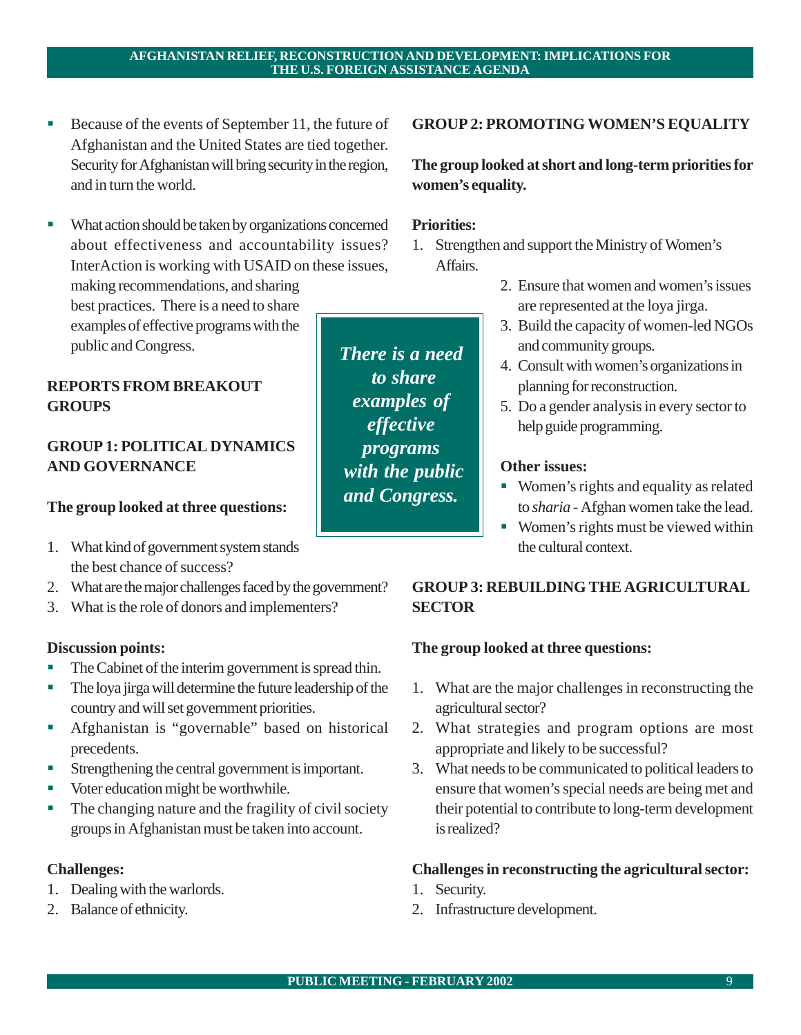- Because of the events of September 11, the future of Afghanistan and the United States are tied together. Security for Afghanistan will bring security in the region, and in turn the world.
- What action should be taken by organizations concerned about effectiveness and accountability issues? InterAction is working with USAID on these issues, making recommendations, and sharing best practices. There is a need to share examples of effective programs with the public and Congress.

## REPORTS FROM BREAKOUT GROUPS

### GROUP 1: POLITICAL DYNAMICS AND GOVERNANCE

**The group looked at three questions:**

1. What kind of government system stands the best chance of success?
2. What are the major challenges faced by the government?
3. What is the role of donors and implementers?

**Discussion points:**

- The Cabinet of the interim government is spread thin.
- The loya jirga will determine the future leadership of the country and will set government priorities.
- Afghanistan is "governable" based on historical precedents.
- Strengthening the central government is important.
- Voter education might be worthwhile.
- The changing nature and the fragility of civil society groups in Afghanistan must be taken into account.

**Challenges:**

1. Dealing with the warlords.
2. Balance of ethnicity.

*There is a need to share examples of effective programs with the public and Congress.*

### GROUP 2: PROMOTING WOMEN'S EQUALITY

**The group looked at short and long-term priorities for women's equality.**

**Priorities:**

1. Strengthen and support the Ministry of Women's Affairs.
2. Ensure that women and women's issues are represented at the loya jirga.
3. Build the capacity of women-led NGOs and community groups.
4. Consult with women's organizations in planning for reconstruction.
5. Do a gender analysis in every sector to help guide programming.

**Other issues:**

- Women's rights and equality as related to *sharia* - Afghan women take the lead.
- Women's rights must be viewed within the cultural context.

### GROUP 3: REBUILDING THE AGRICULTURAL SECTOR

**The group looked at three questions:**

1. What are the major challenges in reconstructing the agricultural sector?
2. What strategies and program options are most appropriate and likely to be successful?
3. What needs to be communicated to political leaders to ensure that women's special needs are being met and their potential to contribute to long-term development is realized?

**Challenges in reconstructing the agricultural sector:**

1. Security.
2. Infrastructure development.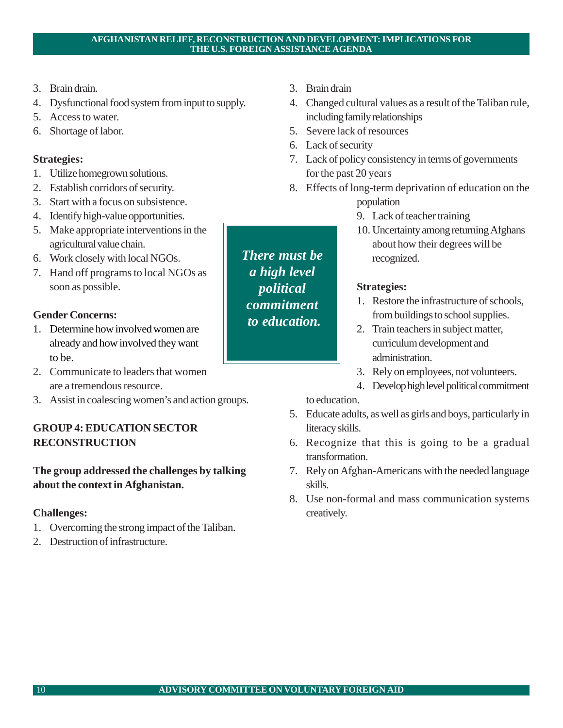3. Brain drain.
4. Dysfunctional food system from input to supply.
5. Access to water.
6. Shortage of labor.

**Strategies:**

1. Utilize homegrown solutions.
2. Establish corridors of security.
3. Start with a focus on subsistence.
4. Identify high-value opportunities.
5. Make appropriate interventions in the agricultural value chain.
6. Work closely with local NGOs.
7. Hand off programs to local NGOs as soon as possible.

**Gender Concerns:**

1. Determine how involved women are already and how involved they want to be.
2. Communicate to leaders that women are a tremendous resource.
3. Assist in coalescing women's and action groups.

## GROUP 4: EDUCATION SECTOR RECONSTRUCTION

**The group addressed the challenges by talking about the context in Afghanistan.**

**Challenges:**

1. Overcoming the strong impact of the Taliban.
2. Destruction of infrastructure.
3. Brain drain
4. Changed cultural values as a result of the Taliban rule, including family relationships
5. Severe lack of resources
6. Lack of security
7. Lack of policy consistency in terms of governments for the past 20 years
8. Effects of long-term deprivation of education on the population
9. Lack of teacher training
10. Uncertainty among returning Afghans about how their degrees will be recognized.

***There must be a high level political commitment to education.***

**Strategies:**

1. Restore the infrastructure of schools, from buildings to school supplies.
2. Train teachers in subject matter, curriculum development and administration.
3. Rely on employees, not volunteers.
4. Develop high level political commitment to education.
5. Educate adults, as well as girls and boys, particularly in literacy skills.
6. Recognize that this is going to be a gradual transformation.
7. Rely on Afghan-Americans with the needed language skills.
8. Use non-formal and mass communication systems creatively.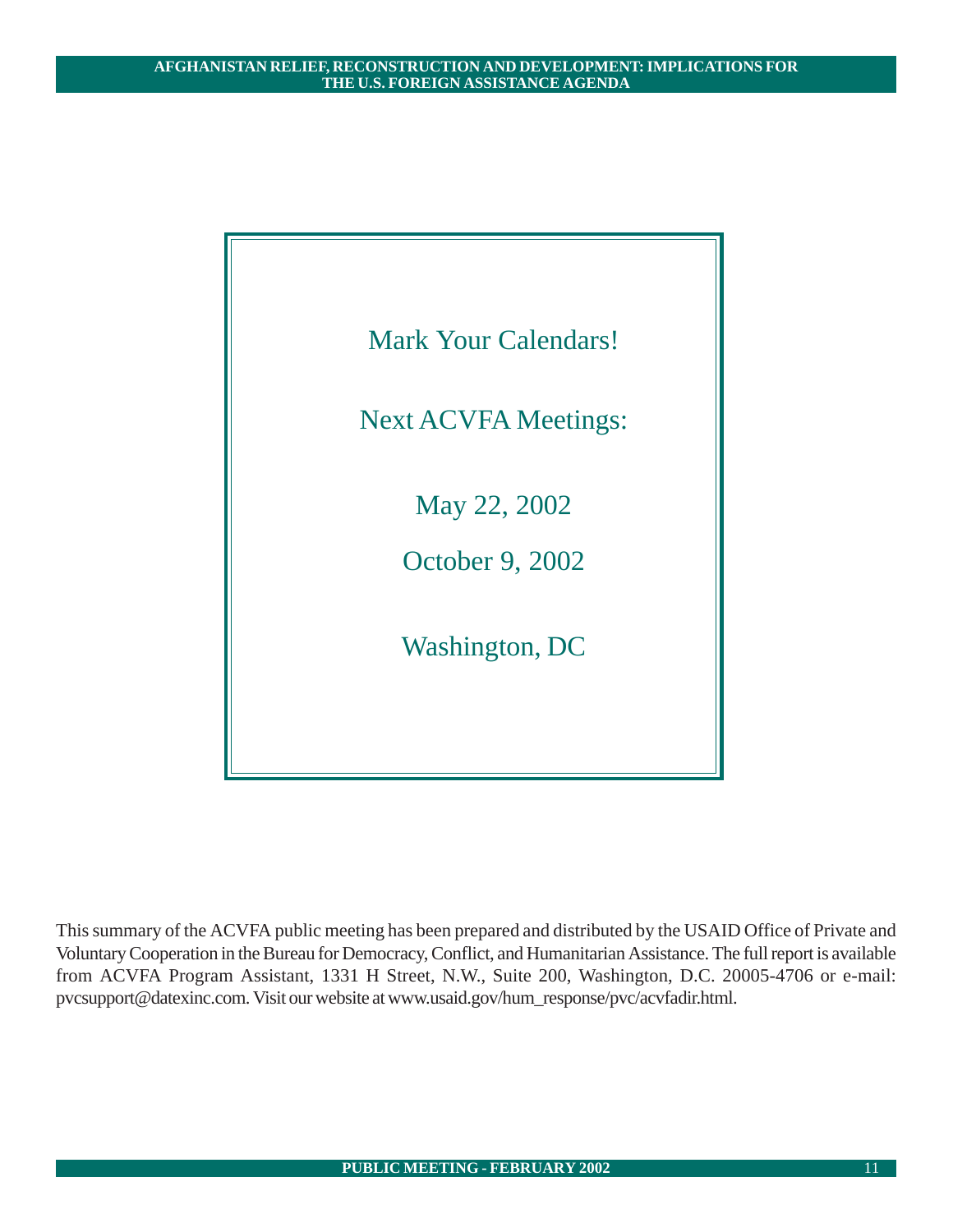Mark Your Calendars!

Next ACVFA Meetings:

May 22, 2002

October 9, 2002

Washington, DC

This summary of the ACVFA public meeting has been prepared and distributed by the USAID Office of Private and Voluntary Cooperation in the Bureau for Democracy, Conflict, and Humanitarian Assistance. The full report is available from ACVFA Program Assistant, 1331 H Street, N.W., Suite 200, Washington, D.C. 20005-4706 or e-mail: pvcsupport@datexinc.com. Visit our website at www.usaid.gov/hum_response/pvc/acvfadir.html.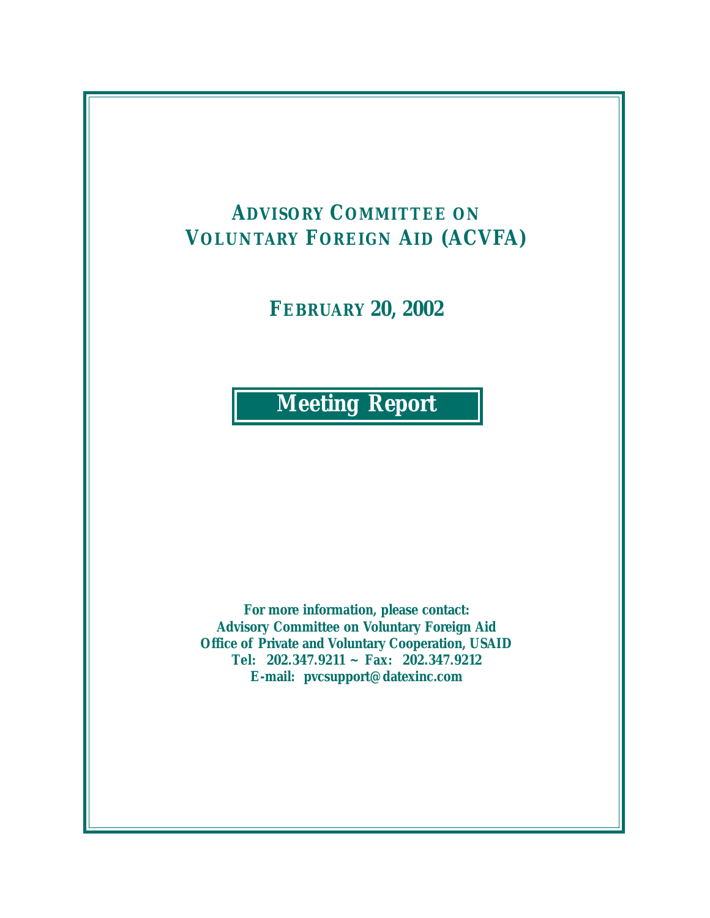# ADVISORY COMMITTEE ON VOLUNTARY FOREIGN AID (ACVFA)

## FEBRUARY 20, 2002

## Meeting Report

**For more information, please contact:**
**Advisory Committee on Voluntary Foreign Aid**
**Office of Private and Voluntary Cooperation, USAID**
**Tel: 202.347.9211 ~ Fax: 202.347.9212**
**E-mail: pvcsupport@datexinc.com**